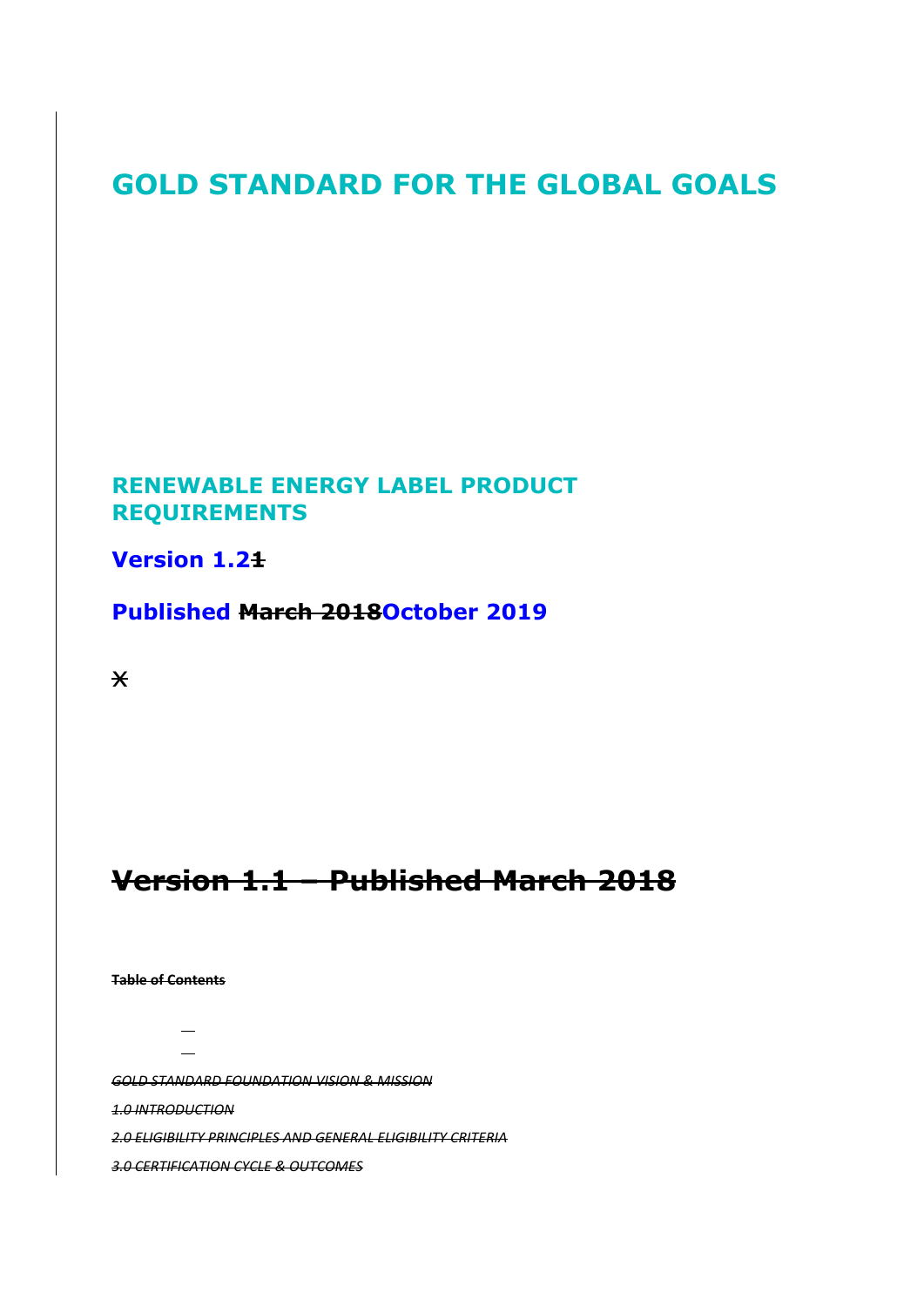# GOLD STANDARD FOR THE GLOBAL GOALS

## RENEWABLE ENERGY LABEL PRODUCT REQUIREMENTS

**Version 1.2~~1~~**

**Published ~~March 2018~~October 2019**

~~X~~

# ~~Version 1.1 – Published March 2018~~

~~**Table of Contents**~~

~~*GOLD STANDARD FOUNDATION VISION & MISSION*~~

~~*1.0 INTRODUCTION*~~

~~*2.0 ELIGIBILITY PRINCIPLES AND GENERAL ELIGIBILITY CRITERIA*~~

~~*3.0 CERTIFICATION CYCLE & OUTCOMES*~~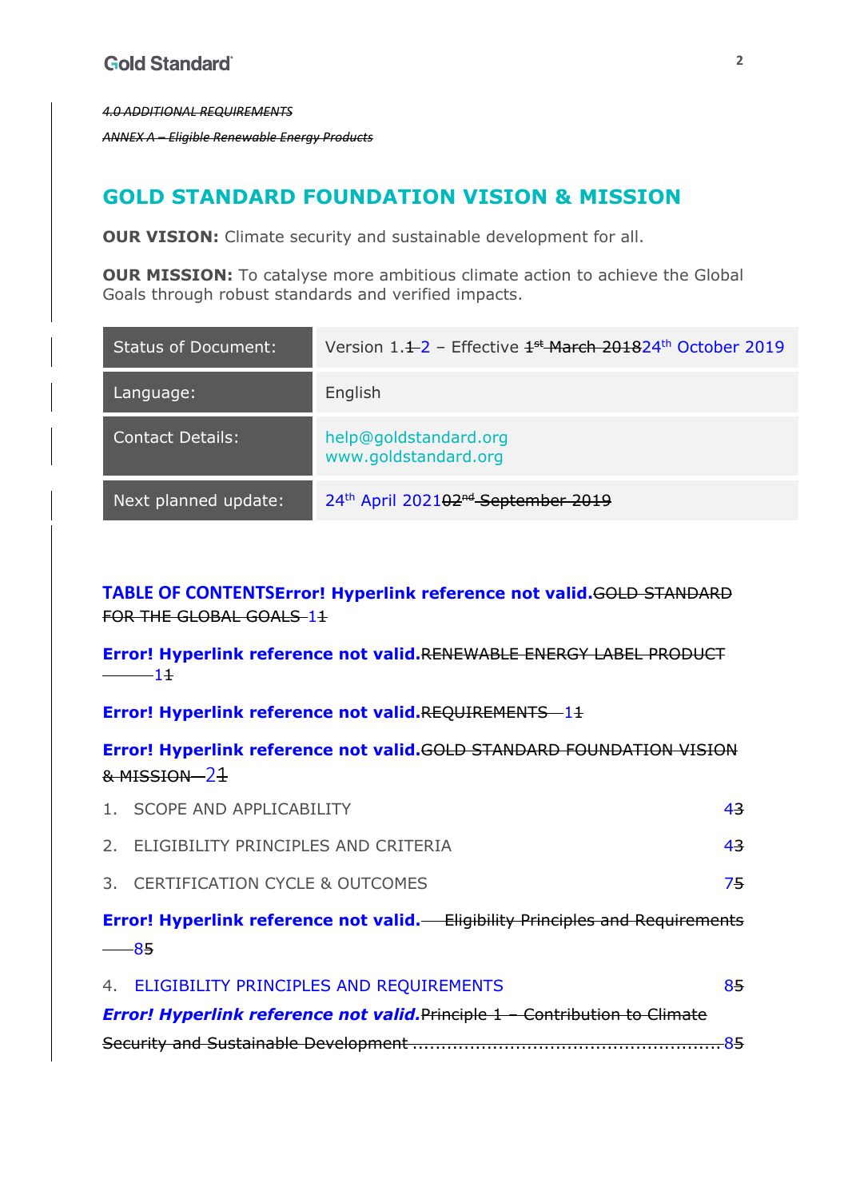*4.0 ADDITIONAL REQUIREMENTS*

*ANNEX A – Eligible Renewable Energy Products*

# GOLD STANDARD FOUNDATION VISION & MISSION

**OUR VISION:** Climate security and sustainable development for all.

**OUR MISSION:** To catalyse more ambitious climate action to achieve the Global Goals through robust standards and verified impacts.

| Status of Document: | Version 1.~~1~~2 – Effective ~~1st March 2018~~24th October 2019 |
|---|---|
| Language: | English |
| Contact Details: | help@goldstandard.org www.goldstandard.org |
| Next planned update: | 24th April 2021~~02nd September 2019~~ |

**TABLE OF CONTENTS** **Error! Hyperlink reference not valid.** ~~GOLD STANDARD FOR THE GLOBAL GOALS~~ 1~~1~~

**Error! Hyperlink reference not valid.** ~~RENEWABLE ENERGY LABEL PRODUCT~~ 1~~1~~

**Error! Hyperlink reference not valid.** ~~REQUIREMENTS~~ 1~~1~~

**Error! Hyperlink reference not valid.** ~~GOLD STANDARD FOUNDATION VISION & MISSION~~ 2~~1~~

1. SCOPE AND APPLICABILITY 4~~3~~

2. ELIGIBILITY PRINCIPLES AND CRITERIA 4~~3~~

3. CERTIFICATION CYCLE & OUTCOMES 7~~5~~

**Error! Hyperlink reference not valid.** ~~Eligibility Principles and Requirements~~ 8~~5~~

4. ELIGIBILITY PRINCIPLES AND REQUIREMENTS 8~~5~~

***Error! Hyperlink reference not valid.*** ~~Principle 1 – Contribution to Climate Security and Sustainable Development~~ ..... 8~~5~~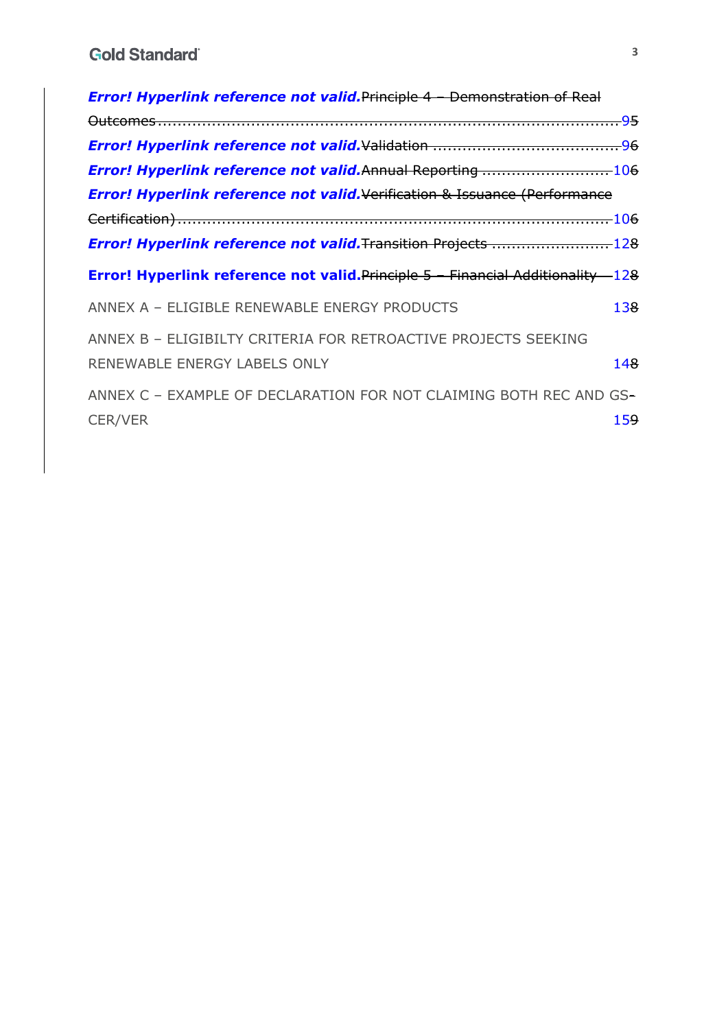**Error! Hyperlink reference not valid.**~~Principle 4 – Demonstration of Real Outcomes~~........................................................................................95

**Error! Hyperlink reference not valid.**~~Validation~~ ......................................96

**Error! Hyperlink reference not valid.**~~Annual Reporting~~ ..........................106

**Error! Hyperlink reference not valid.**~~Verification & Issuance (Performance Certification)~~........................................................................................106

**Error! Hyperlink reference not valid.**~~Transition Projects~~ ........................128

**Error! Hyperlink reference not valid.**~~Principle 5 – Financial Additionality~~ 128

ANNEX A – ELIGIBLE RENEWABLE ENERGY PRODUCTS 138

ANNEX B – ELIGIBILTY CRITERIA FOR RETROACTIVE PROJECTS SEEKING RENEWABLE ENERGY LABELS ONLY 148

ANNEX C – EXAMPLE OF DECLARATION FOR NOT CLAIMING BOTH REC AND GS-CER/VER 159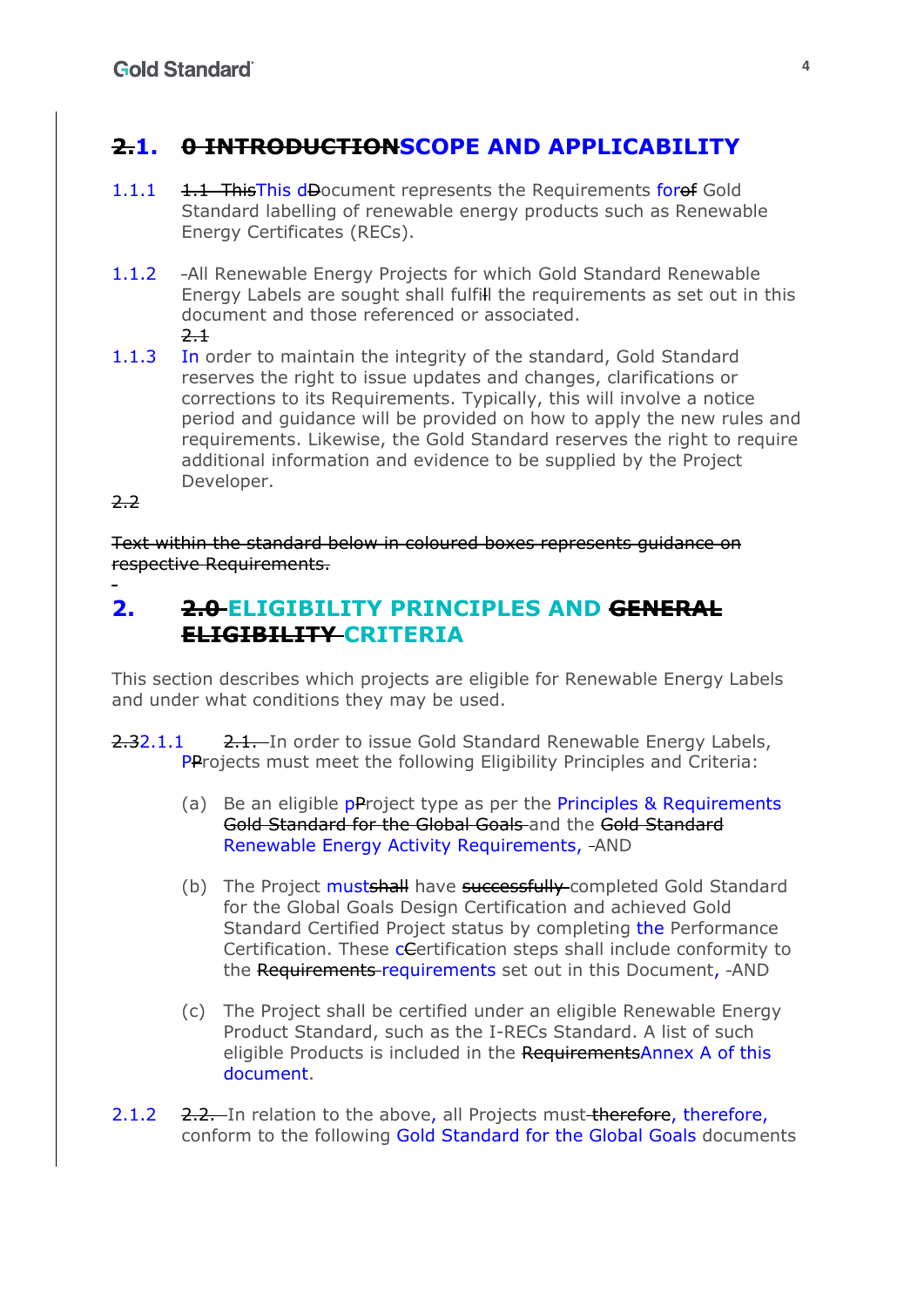# ~~2~~.1. ~~0 INTRODUCTION~~SCOPE AND APPLICABILITY

1.1.1 ~~1.1 This~~This d~~D~~ocument represents the Requirements for~~of~~ Gold Standard labelling of renewable energy products such as Renewable Energy Certificates (RECs).

1.1.2 ~~-~~All Renewable Energy Projects for which Gold Standard Renewable Energy Labels are sought shall fulfi~~l~~l the requirements as set out in this document and those referenced or associated.
~~2.1~~

1.1.3 In order to maintain the integrity of the standard, Gold Standard reserves the right to issue updates and changes, clarifications or corrections to its Requirements. Typically, this will involve a notice period and guidance will be provided on how to apply the new rules and requirements. Likewise, the Gold Standard reserves the right to require additional information and evidence to be supplied by the Project Developer.

~~2.2~~

~~Text within the standard below in coloured boxes represents guidance on respective Requirements.~~

# 2. ~~2.0~~ ELIGIBILITY PRINCIPLES AND ~~GENERAL ELIGIBILITY~~ CRITERIA

This section describes which projects are eligible for Renewable Energy Labels and under what conditions they may be used.

~~2.3~~2.1.1 ~~2.1.~~ In order to issue Gold Standard Renewable Energy Labels, P~~P~~rojects must meet the following Eligibility Principles and Criteria:

(a) Be an eligible p~~P~~roject type as per the Principles & Requirements ~~Gold Standard for the Global Goals~~ and the ~~Gold Standard~~ Renewable Energy Activity Requirements, ~~-~~AND

(b) The Project must~~shall~~ have ~~successfully~~ completed Gold Standard for the Global Goals Design Certification and achieved Gold Standard Certified Project status by completing the Performance Certification. These c~~C~~ertification steps shall include conformity to the ~~Requirements~~ requirements set out in this Document, ~~-~~AND

(c) The Project shall be certified under an eligible Renewable Energy Product Standard, such as the I-RECs Standard. A list of such eligible Products is included in the ~~Requirements~~Annex A of this document.

2.1.2 ~~2.2.~~ In relation to the above, all Projects must ~~therefore~~, therefore, conform to the following Gold Standard for the Global Goals documents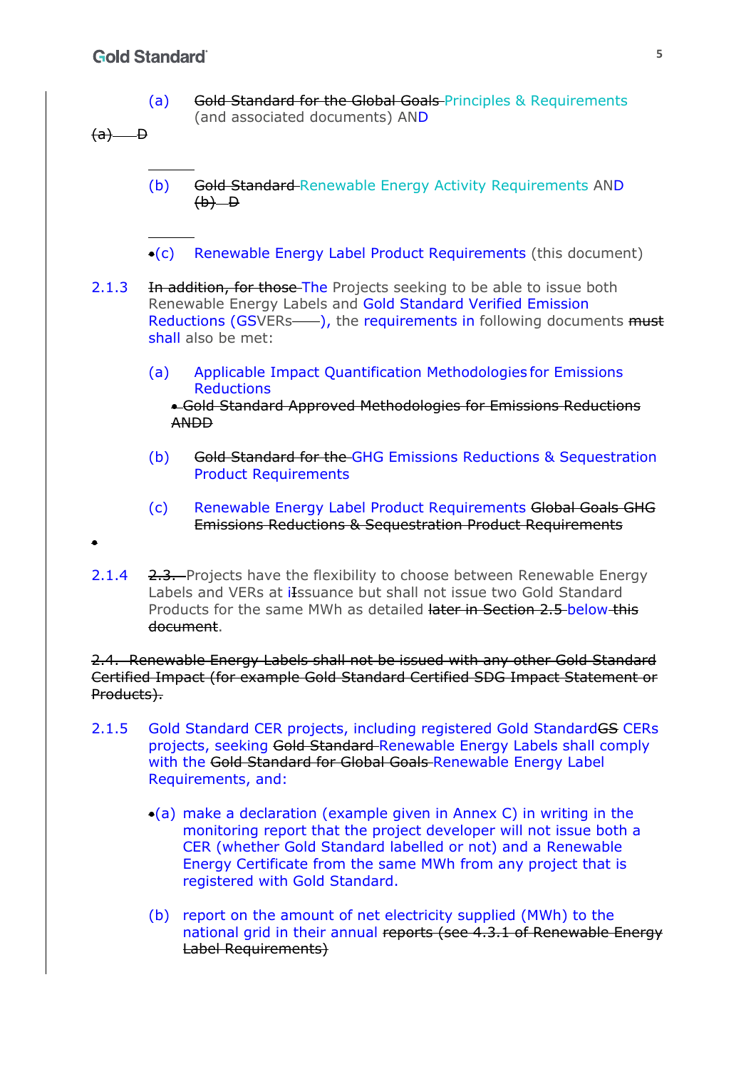(a) ~~Gold Standard for the Global Goals~~ Principles & Requirements (and associated documents) AND

~~(a) D~~

(b) ~~Gold Standard~~ Renewable Energy Activity Requirements AND

~~(b) D~~

(c) Renewable Energy Label Product Requirements (this document)

2.1.3 ~~In addition, for those~~ The Projects seeking to be able to issue both Renewable Energy Labels and Gold Standard Verified Emission Reductions (GSVERs), the requirements in following documents ~~must~~ shall also be met:

(a) Applicable Impact Quantification Methodologies for Emissions Reductions

~~Gold Standard Approved Methodologies for Emissions Reductions ANDD~~

(b) ~~Gold Standard for the~~ GHG Emissions Reductions & Sequestration Product Requirements

(c) Renewable Energy Label Product Requirements ~~Global Goals GHG Emissions Reductions & Sequestration Product Requirements~~

2.1.4 ~~2.3.~~ Projects have the flexibility to choose between Renewable Energy Labels and VERs at ~~I~~issuance but shall not issue two Gold Standard Products for the same MWh as detailed ~~later in Section 2.5~~ below ~~this document~~.

~~2.4. Renewable Energy Labels shall not be issued with any other Gold Standard Certified Impact (for example Gold Standard Certified SDG Impact Statement or Products).~~

2.1.5 Gold Standard CER projects, including registered Gold Standard~~GS~~ CERs projects, seeking ~~Gold Standard~~ Renewable Energy Labels shall comply with the ~~Gold Standard for Global Goals~~ Renewable Energy Label Requirements, and:

(a) make a declaration (example given in Annex C) in writing in the monitoring report that the project developer will not issue both a CER (whether Gold Standard labelled or not) and a Renewable Energy Certificate from the same MWh from any project that is registered with Gold Standard.

(b) report on the amount of net electricity supplied (MWh) to the national grid in their annual ~~reports (see 4.3.1 of Renewable Energy Label Requirements)~~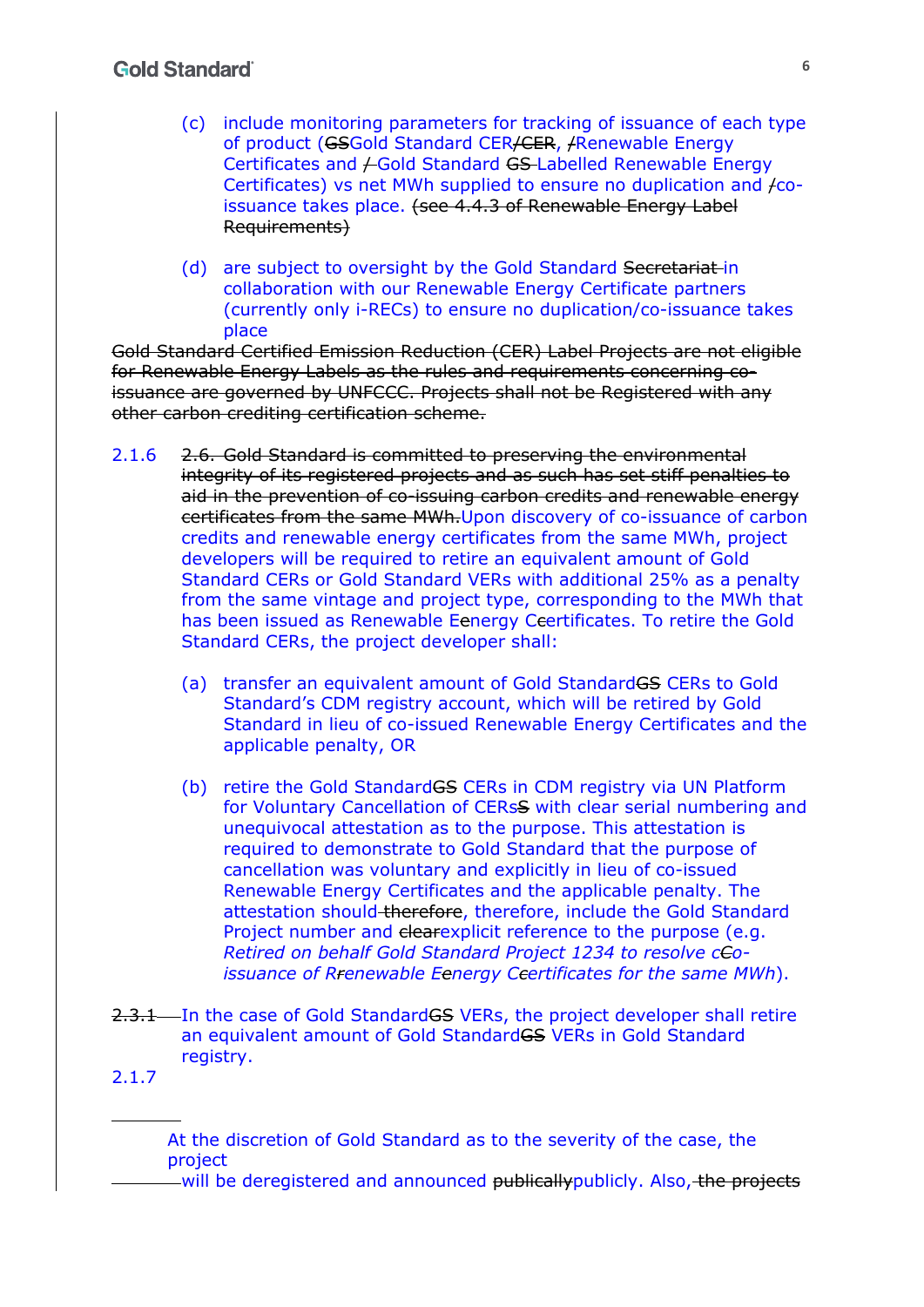(c) include monitoring parameters for tracking of issuance of each type of product (~~GS~~Gold Standard CER~~/CER~~, ~~/~~Renewable Energy Certificates and ~~/~~ Gold Standard ~~GS~~ Labelled Renewable Energy Certificates) vs net MWh supplied to ensure no duplication and ~~/~~co-issuance takes place. ~~(see 4.4.3 of Renewable Energy Label Requirements)~~

(d) are subject to oversight by the Gold Standard ~~Secretariat~~ in collaboration with our Renewable Energy Certificate partners (currently only i-RECs) to ensure no duplication/co-issuance takes place

~~Gold Standard Certified Emission Reduction (CER) Label Projects are not eligible for Renewable Energy Labels as the rules and requirements concerning co-issuance are governed by UNFCCC. Projects shall not be Registered with any other carbon crediting certification scheme.~~

2.1.6 ~~2.6. Gold Standard is committed to preserving the environmental integrity of its registered projects and as such has set stiff penalties to aid in the prevention of co-issuing carbon credits and renewable energy certificates from the same MWh.~~Upon discovery of co-issuance of carbon credits and renewable energy certificates from the same MWh, project developers will be required to retire an equivalent amount of Gold Standard CERs or Gold Standard VERs with additional 25% as a penalty from the same vintage and project type, corresponding to the MWh that has been issued as Renewable E~~e~~nergy C~~c~~ertificates. To retire the Gold Standard CERs, the project developer shall:

(a) transfer an equivalent amount of Gold Standard~~GS~~ CERs to Gold Standard's CDM registry account, which will be retired by Gold Standard in lieu of co-issued Renewable Energy Certificates and the applicable penalty, OR

(b) retire the Gold Standard~~GS~~ CERs in CDM registry via UN Platform for Voluntary Cancellation of CERs~~S~~ with clear serial numbering and unequivocal attestation as to the purpose. This attestation is required to demonstrate to Gold Standard that the purpose of cancellation was voluntary and explicitly in lieu of co-issued Renewable Energy Certificates and the applicable penalty. The attestation should ~~therefore~~, therefore, include the Gold Standard Project number and ~~clear~~explicit reference to the purpose (e.g. *Retired on behalf Gold Standard Project 1234 to resolve c~~C~~o-issuance of R~~r~~enewable E~~e~~nergy C~~c~~ertificates for the same MWh*).

~~2.3.1~~ In the case of Gold Standard~~GS~~ VERs, the project developer shall retire an equivalent amount of Gold Standard~~GS~~ VERs in Gold Standard registry.

2.1.7

At the discretion of Gold Standard as to the severity of the case, the project will be deregistered and announced ~~publically~~publicly. Also, ~~the projects~~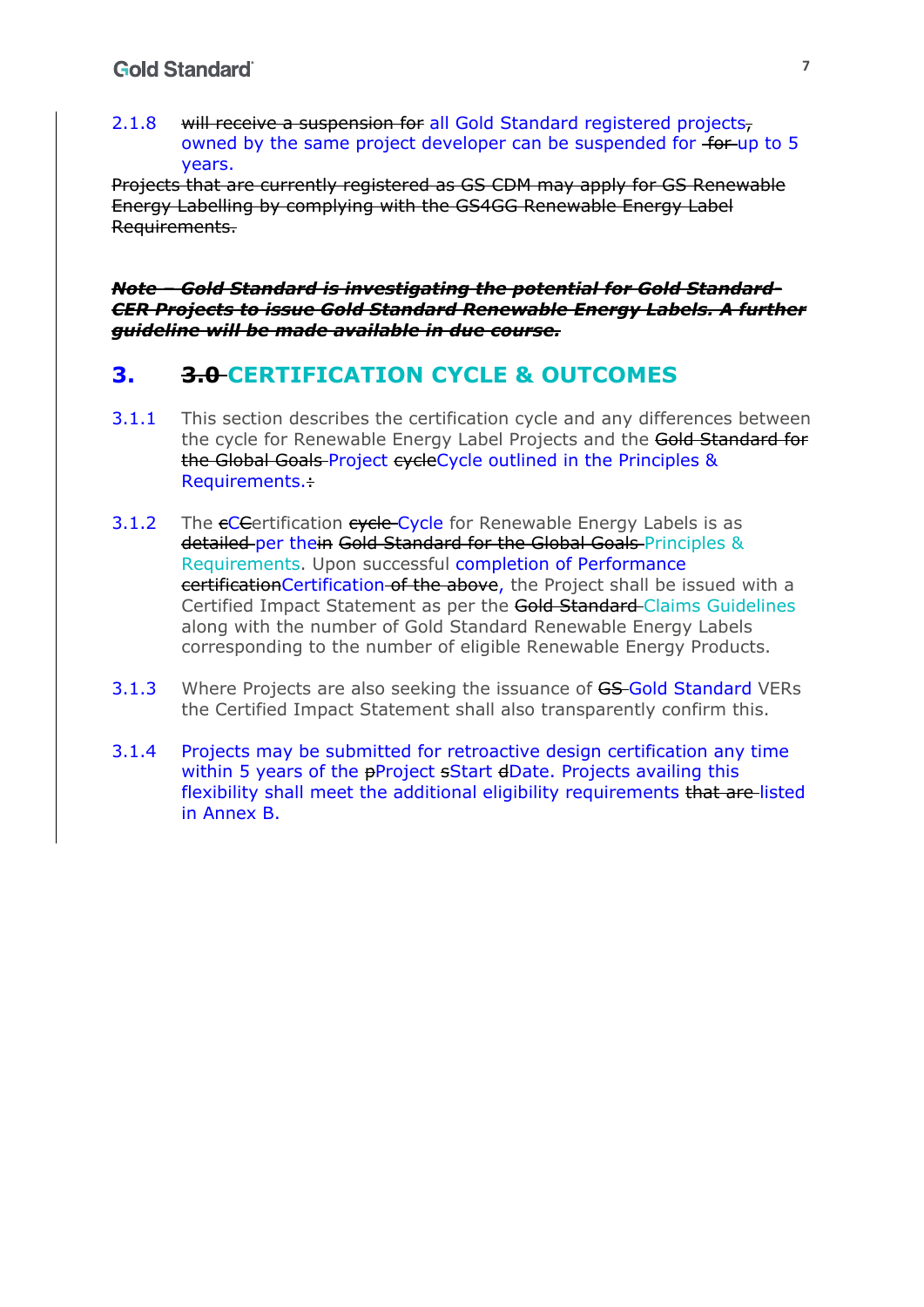2.1.8 ~~will receive a suspension for~~ all Gold Standard registered projects~~,~~ owned by the same project developer can be suspended for ~~for~~ up to 5 years.

~~Projects that are currently registered as GS CDM may apply for GS Renewable Energy Labelling by complying with the GS4GG Renewable Energy Label Requirements.~~

***~~Note – Gold Standard is investigating the potential for Gold Standard CER Projects to issue Gold Standard Renewable Energy Labels. A further guideline will be made available in due course.~~***

# 3. ~~3.0~~ CERTIFICATION CYCLE & OUTCOMES

3.1.1 This section describes the certification cycle and any differences between the cycle for Renewable Energy Label Projects and the ~~Gold Standard for the Global Goals~~ Project ~~cycle~~Cycle outlined in the Principles & Requirements.~~:~~

3.1.2 The ~~c~~C~~C~~ertification ~~cycle~~ Cycle for Renewable Energy Labels is as ~~detailed~~ per the~~in~~ ~~Gold Standard for the Global Goals~~ Principles & Requirements. Upon successful completion of Performance ~~certification~~Certification ~~of the above~~, the Project shall be issued with a Certified Impact Statement as per the ~~Gold Standard~~ Claims Guidelines along with the number of Gold Standard Renewable Energy Labels corresponding to the number of eligible Renewable Energy Products.

3.1.3 Where Projects are also seeking the issuance of ~~GS~~ Gold Standard VERs the Certified Impact Statement shall also transparently confirm this.

3.1.4 Projects may be submitted for retroactive design certification any time within 5 years of the ~~p~~Project ~~s~~Start ~~d~~Date. Projects availing this flexibility shall meet the additional eligibility requirements ~~that are~~ listed in Annex B.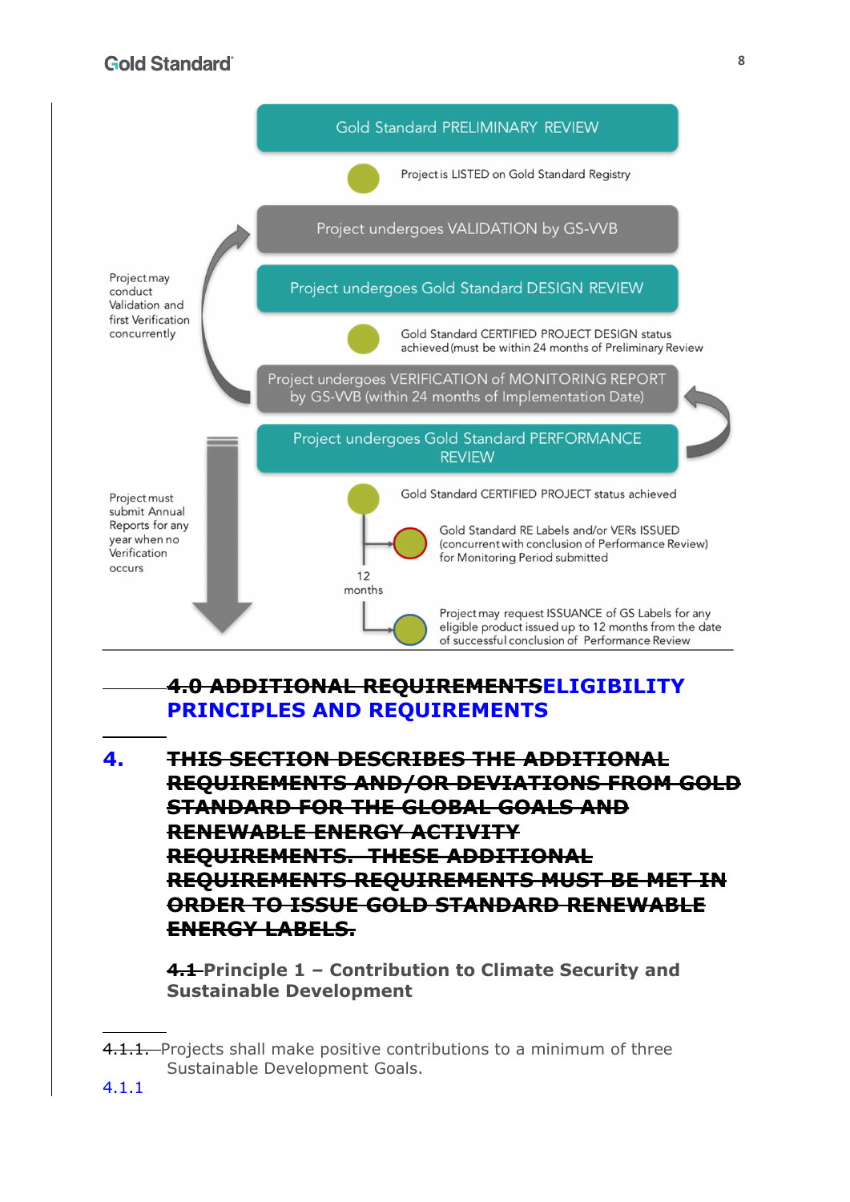Gold Standard PRELIMINARY REVIEW

Project is LISTED on Gold Standard Registry

Project undergoes VALIDATION by GS-VVB

Project undergoes Gold Standard DESIGN REVIEW

Gold Standard CERTIFIED PROJECT DESIGN status achieved (must be within 24 months of Preliminary Review

Project undergoes VERIFICATION of MONITORING REPORT by GS-VVB (within 24 months of Implementation Date)

Project undergoes Gold Standard PERFORMANCE REVIEW

Gold Standard CERTIFIED PROJECT status achieved

Gold Standard RE Labels and/or VERs ISSUED (concurrent with conclusion of Performance Review) for Monitoring Period submitted

12 months

Project may request ISSUANCE of GS Labels for any eligible product issued up to 12 months from the date of successful conclusion of Performance Review

Project may conduct Validation and first Verification concurrently

Project must submit Annual Reports for any year when no Verification occurs

# ~~4.0 ADDITIONAL REQUIREMENTS~~ELIGIBILITY PRINCIPLES AND REQUIREMENTS

# 4. ~~THIS SECTION DESCRIBES THE ADDITIONAL REQUIREMENTS AND/OR DEVIATIONS FROM GOLD STANDARD FOR THE GLOBAL GOALS AND RENEWABLE ENERGY ACTIVITY REQUIREMENTS. THESE ADDITIONAL REQUIREMENTS REQUIREMENTS MUST BE MET IN ORDER TO ISSUE GOLD STANDARD RENEWABLE ENERGY LABELS.~~

### ~~4.1~~ Principle 1 – Contribution to Climate Security and Sustainable Development

~~4.1.1.~~ Projects shall make positive contributions to a minimum of three Sustainable Development Goals.

4.1.1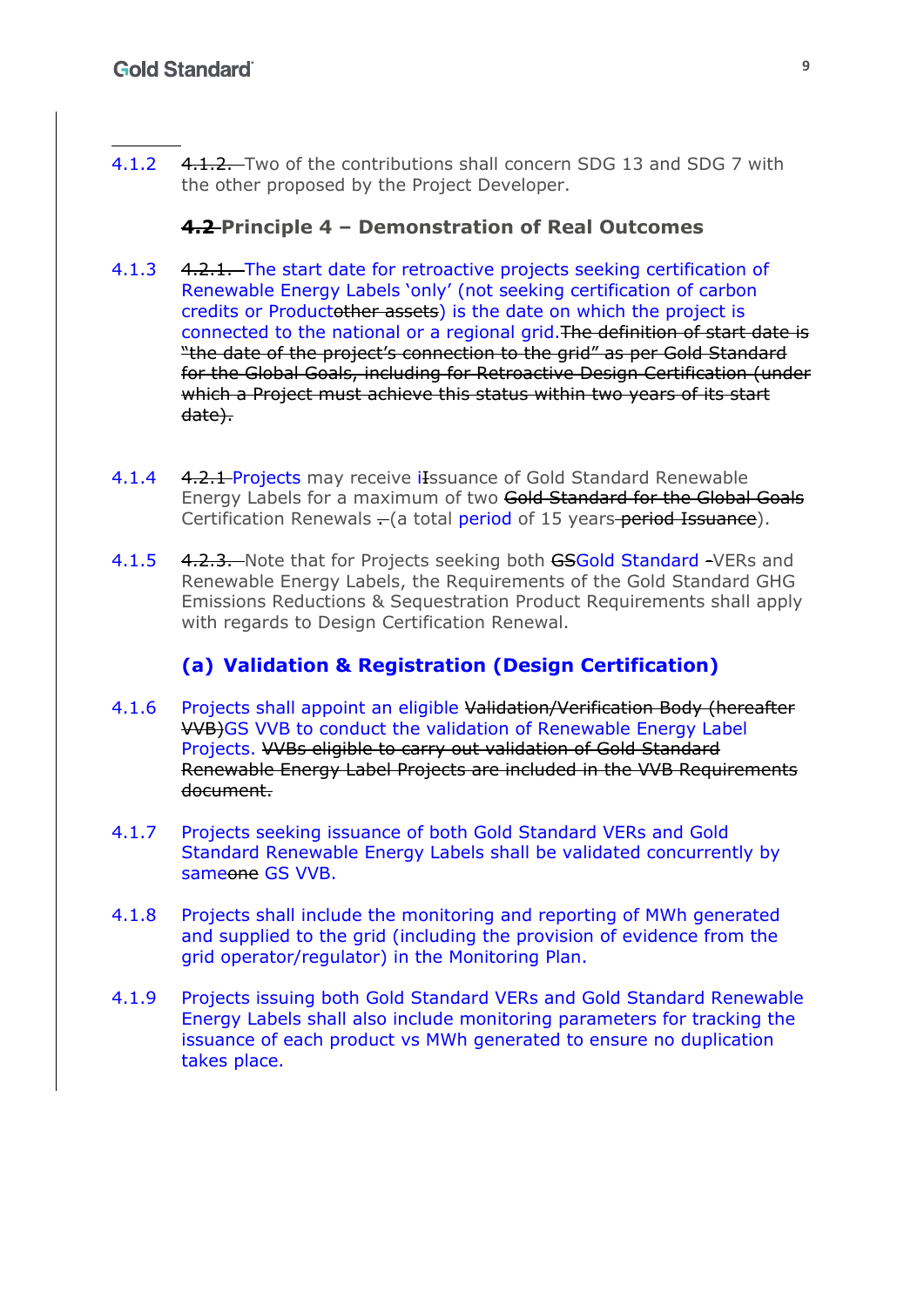4.1.2 ~~4.1.2.~~ Two of the contributions shall concern SDG 13 and SDG 7 with the other proposed by the Project Developer.

### ~~4.2~~ Principle 4 – Demonstration of Real Outcomes

4.1.3 ~~4.2.1.~~ The start date for retroactive projects seeking certification of Renewable Energy Labels 'only' (not seeking certification of carbon credits or Product~~other assets~~) is the date on which the project is connected to the national or a regional grid.~~The definition of start date is "the date of the project's connection to the grid" as per Gold Standard for the Global Goals, including for Retroactive Design Certification (under which a Project must achieve this status within two years of its start date).~~

4.1.4 ~~4.2.1~~ Projects may receive i~~I~~ssuance of Gold Standard Renewable Energy Labels for a maximum of two ~~Gold Standard for the Global Goals~~ Certification Renewals ~~.~~ (a total period of 15 years ~~period Issuance~~).

4.1.5 ~~4.2.3.~~ Note that for Projects seeking both ~~GS~~Gold Standard ~~-~~VERs and Renewable Energy Labels, the Requirements of the Gold Standard GHG Emissions Reductions & Sequestration Product Requirements shall apply with regards to Design Certification Renewal.

### (a) Validation & Registration (Design Certification)

4.1.6 Projects shall appoint an eligible ~~Validation/Verification Body (hereafter VVB)~~GS VVB to conduct the validation of Renewable Energy Label Projects. ~~VVBs eligible to carry out validation of Gold Standard Renewable Energy Label Projects are included in the VVB Requirements document.~~

4.1.7 Projects seeking issuance of both Gold Standard VERs and Gold Standard Renewable Energy Labels shall be validated concurrently by same~~one~~ GS VVB.

4.1.8 Projects shall include the monitoring and reporting of MWh generated and supplied to the grid (including the provision of evidence from the grid operator/regulator) in the Monitoring Plan.

4.1.9 Projects issuing both Gold Standard VERs and Gold Standard Renewable Energy Labels shall also include monitoring parameters for tracking the issuance of each product vs MWh generated to ensure no duplication takes place.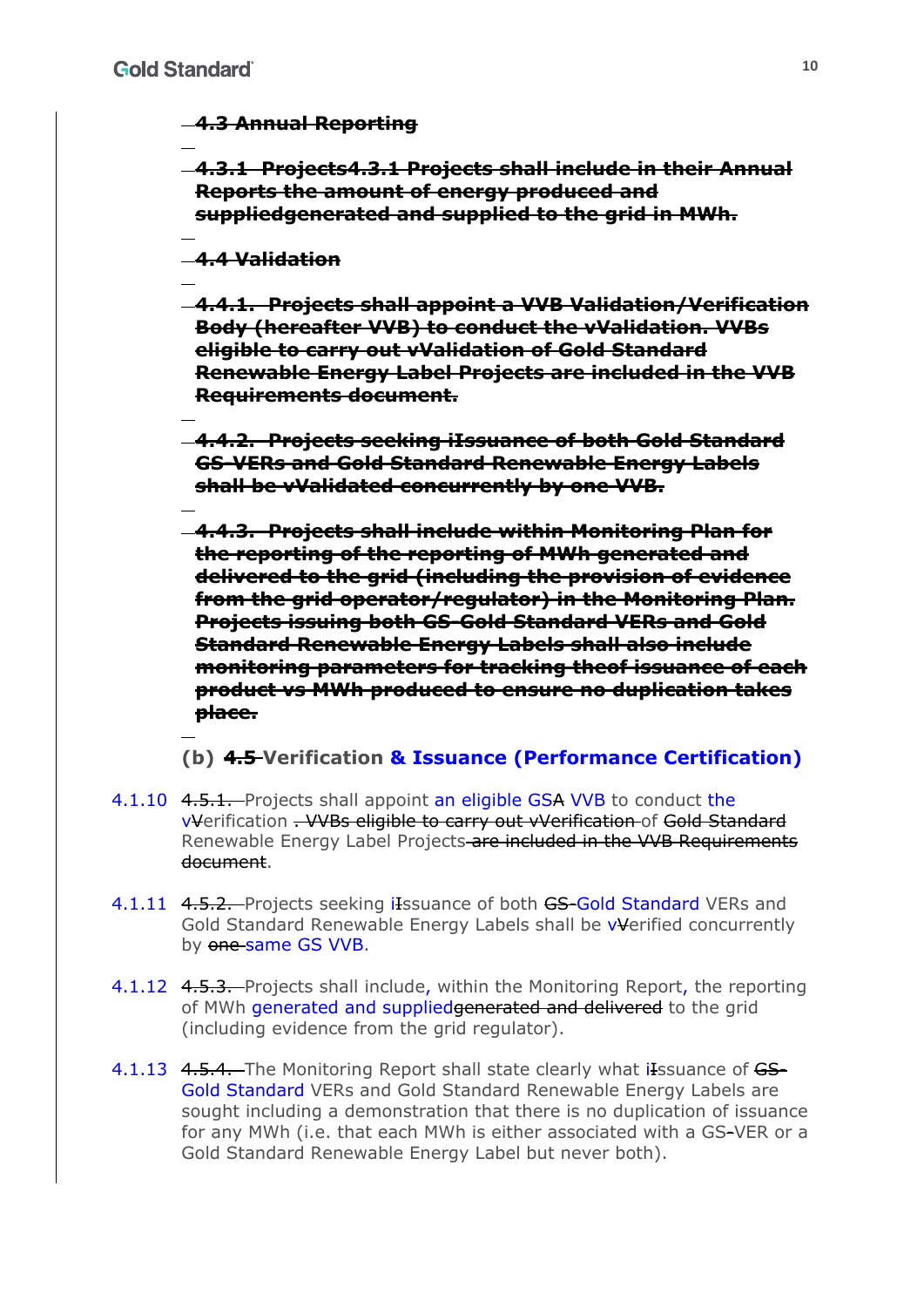~~4.3 Annual Reporting~~

~~4.3.1 Projects4.3.1 Projects shall include in their Annual Reports the amount of energy produced and suppliedgenerated and supplied to the grid in MWh.~~

~~4.4 Validation~~

~~4.4.1. Projects shall appoint a VVB Validation/Verification Body (hereafter VVB) to conduct the vValidation. VVBs eligible to carry out vValidation of Gold Standard Renewable Energy Label Projects are included in the VVB Requirements document.~~

~~4.4.2. Projects seeking iIssuance of both Gold Standard GS-VERs and Gold Standard Renewable Energy Labels shall be vValidated concurrently by one VVB.~~

~~4.4.3. Projects shall include within Monitoring Plan for the reporting of the reporting of MWh generated and delivered to the grid (including the provision of evidence from the grid operator/regulator) in the Monitoring Plan. Projects issuing both GS-Gold Standard VERs and Gold Standard Renewable Energy Labels shall also include monitoring parameters for tracking theof issuance of each product vs MWh produced to ensure no duplication takes place.~~

## (b) ~~4.5~~ Verification & Issuance (Performance Certification)

4.1.10 ~~4.5.1.~~ Projects shall appoint an eligible GS~~A~~ VVB to conduct the v~~V~~erification ~~. VVBs eligible to carry out vVerification~~ of ~~Gold Standard~~ Renewable Energy Label Projects ~~are included in the VVB Requirements document~~.

4.1.11 ~~4.5.2.~~ Projects seeking i~~I~~ssuance of both ~~GS-~~Gold Standard VERs and Gold Standard Renewable Energy Labels shall be v~~V~~erified concurrently by ~~one~~ same GS VVB.

4.1.12 ~~4.5.3.~~ Projects shall include, within the Monitoring Report, the reporting of MWh generated and supplied~~generated and delivered~~ to the grid (including evidence from the grid regulator).

4.1.13 ~~4.5.4.~~ The Monitoring Report shall state clearly what i~~I~~ssuance of ~~GS-~~Gold Standard VERs and Gold Standard Renewable Energy Labels are sought including a demonstration that there is no duplication of issuance for any MWh (i.e. that each MWh is either associated with a GS-VER or a Gold Standard Renewable Energy Label but never both).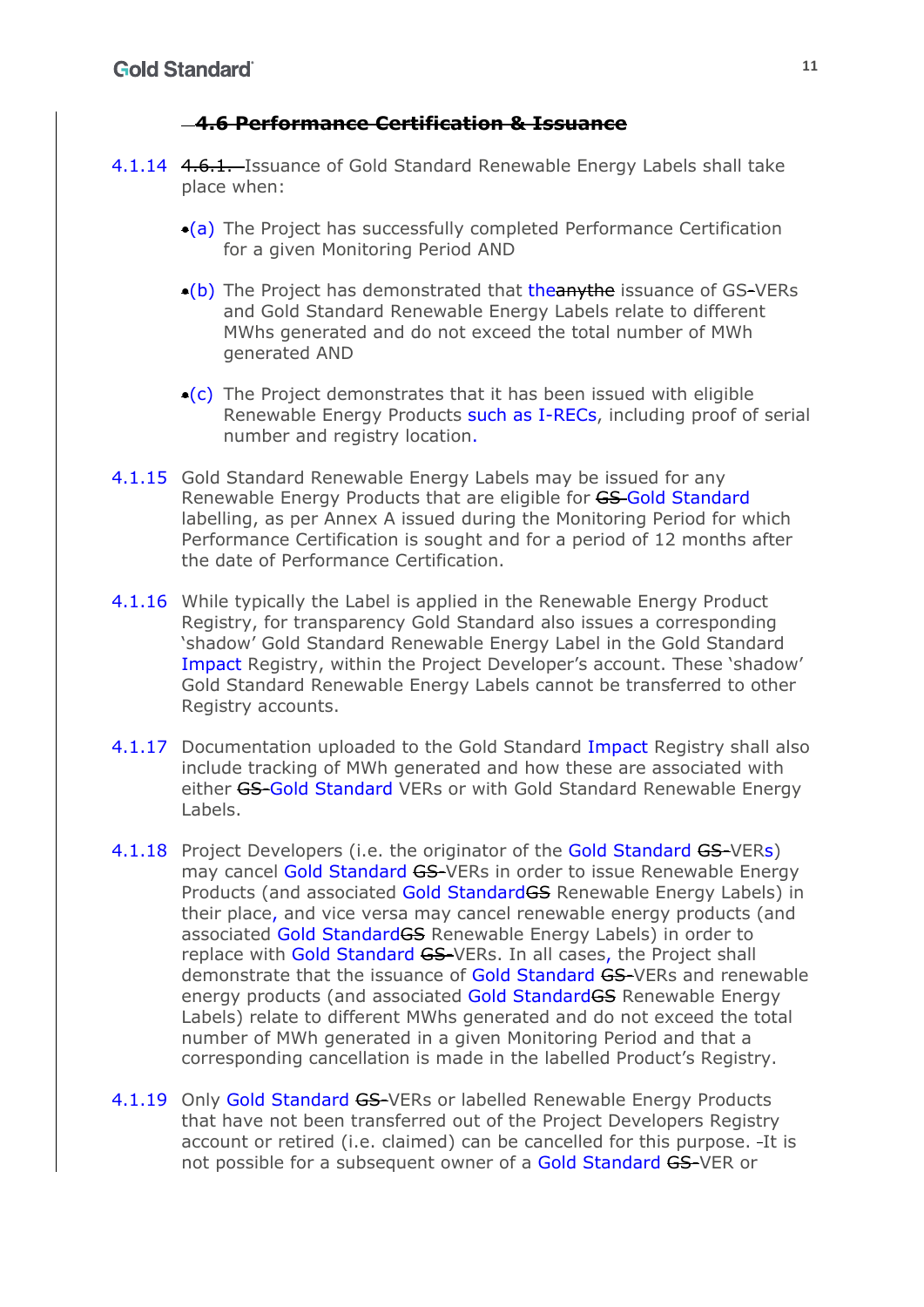~~4.6 Performance Certification & Issuance~~

4.1.14 ~~4.6.1.~~ Issuance of Gold Standard Renewable Energy Labels shall take place when:

(a) The Project has successfully completed Performance Certification for a given Monitoring Period AND

(b) The Project has demonstrated that the~~anythe~~ issuance of GS-VERs and Gold Standard Renewable Energy Labels relate to different MWhs generated and do not exceed the total number of MWh generated AND

(c) The Project demonstrates that it has been issued with eligible Renewable Energy Products such as I-RECs, including proof of serial number and registry location.

4.1.15 Gold Standard Renewable Energy Labels may be issued for any Renewable Energy Products that are eligible for ~~GS~~ Gold Standard labelling, as per Annex A issued during the Monitoring Period for which Performance Certification is sought and for a period of 12 months after the date of Performance Certification.

4.1.16 While typically the Label is applied in the Renewable Energy Product Registry, for transparency Gold Standard also issues a corresponding 'shadow' Gold Standard Renewable Energy Label in the Gold Standard Impact Registry, within the Project Developer's account. These 'shadow' Gold Standard Renewable Energy Labels cannot be transferred to other Registry accounts.

4.1.17 Documentation uploaded to the Gold Standard Impact Registry shall also include tracking of MWh generated and how these are associated with either ~~GS-~~Gold Standard VERs or with Gold Standard Renewable Energy Labels.

4.1.18 Project Developers (i.e. the originator of the Gold Standard ~~GS-~~VERs) may cancel Gold Standard ~~GS-~~VERs in order to issue Renewable Energy Products (and associated Gold Standard~~GS~~ Renewable Energy Labels) in their place, and vice versa may cancel renewable energy products (and associated Gold Standard~~GS~~ Renewable Energy Labels) in order to replace with Gold Standard ~~GS-~~VERs. In all cases, the Project shall demonstrate that the issuance of Gold Standard ~~GS-~~VERs and renewable energy products (and associated Gold Standard~~GS~~ Renewable Energy Labels) relate to different MWhs generated and do not exceed the total number of MWh generated in a given Monitoring Period and that a corresponding cancellation is made in the labelled Product's Registry.

4.1.19 Only Gold Standard ~~GS-~~VERs or labelled Renewable Energy Products that have not been transferred out of the Project Developers Registry account or retired (i.e. claimed) can be cancelled for this purpose. It is not possible for a subsequent owner of a Gold Standard ~~GS-~~VER or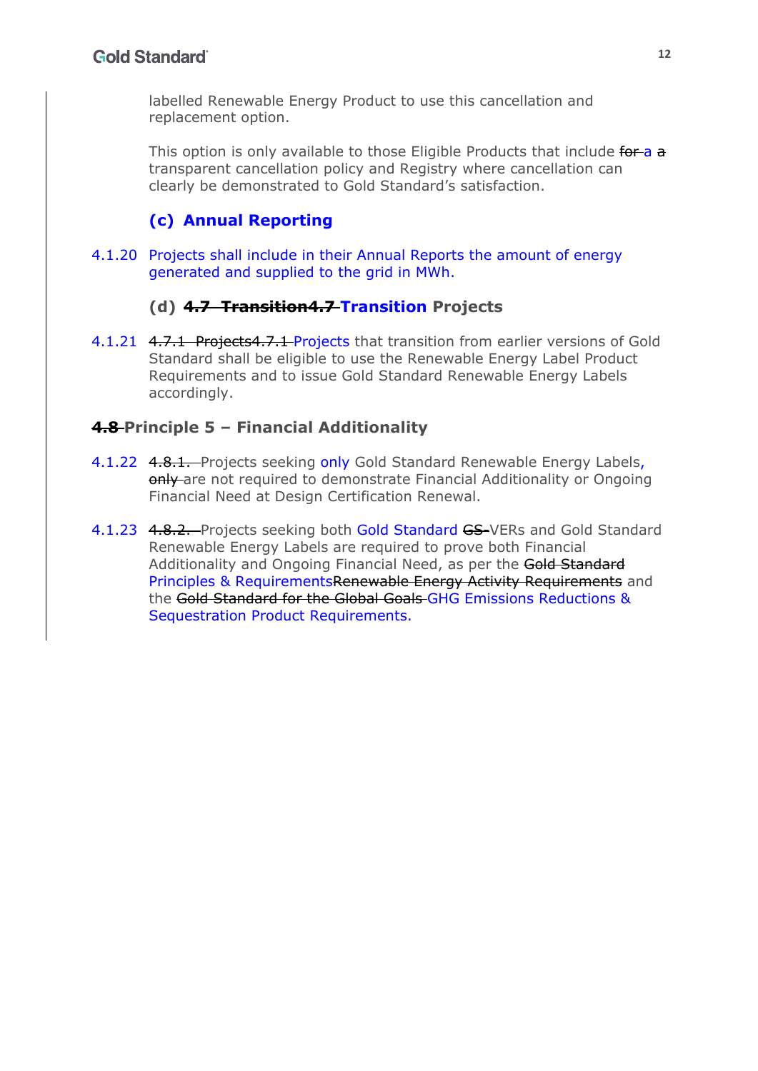labelled Renewable Energy Product to use this cancellation and replacement option.

This option is only available to those Eligible Products that include ~~for~~ a ~~a~~ transparent cancellation policy and Registry where cancellation can clearly be demonstrated to Gold Standard's satisfaction.

### (c) Annual Reporting

4.1.20 Projects shall include in their Annual Reports the amount of energy generated and supplied to the grid in MWh.

### (d) ~~4.7 Transition4.7~~ Transition Projects

4.1.21 ~~4.7.1 Projects4.7.1~~ Projects that transition from earlier versions of Gold Standard shall be eligible to use the Renewable Energy Label Product Requirements and to issue Gold Standard Renewable Energy Labels accordingly.

## ~~4.8~~ Principle 5 – Financial Additionality

4.1.22 ~~4.8.1.~~ Projects seeking only Gold Standard Renewable Energy Labels, ~~only~~ are not required to demonstrate Financial Additionality or Ongoing Financial Need at Design Certification Renewal.

4.1.23 ~~4.8.2.~~ Projects seeking both Gold Standard ~~GS-~~VERs and Gold Standard Renewable Energy Labels are required to prove both Financial Additionality and Ongoing Financial Need, as per the ~~Gold Standard~~ Principles & Requirements~~Renewable Energy Activity Requirements~~ and the ~~Gold Standard for the Global Goals~~ GHG Emissions Reductions & Sequestration Product Requirements.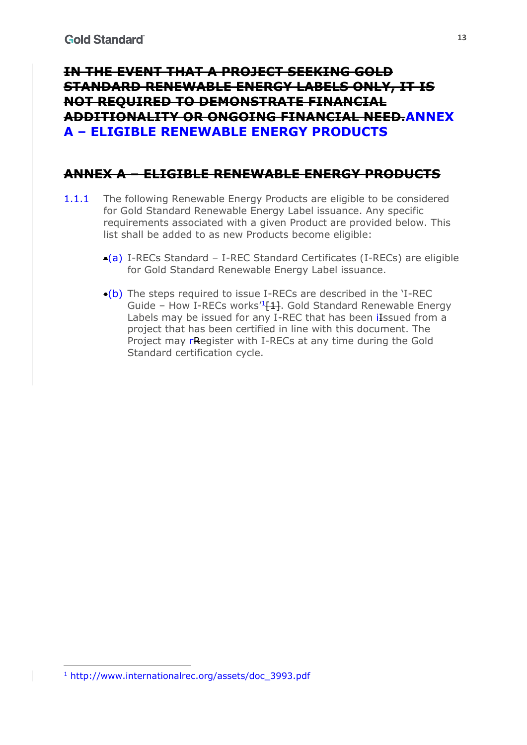## ~~IN THE EVENT THAT A PROJECT SEEKING GOLD STANDARD RENEWABLE ENERGY LABELS ONLY, IT IS NOT REQUIRED TO DEMONSTRATE FINANCIAL ADDITIONALITY OR ONGOING FINANCIAL NEED.~~ANNEX A – ELIGIBLE RENEWABLE ENERGY PRODUCTS

## ~~ANNEX A – ELIGIBLE RENEWABLE ENERGY PRODUCTS~~

1.1.1 The following Renewable Energy Products are eligible to be considered for Gold Standard Renewable Energy Label issuance. Any specific requirements associated with a given Product are provided below. This list shall be added to as new Products become eligible:

(a) I-RECs Standard – I-REC Standard Certificates (I-RECs) are eligible for Gold Standard Renewable Energy Label issuance.

(b) The steps required to issue I-RECs are described in the 'I-REC Guide – How I-RECs works'[1]~~[1]~~. Gold Standard Renewable Energy Labels may be issued for any I-REC that has been i~~I~~ssued from a project that has been certified in line with this document. The Project may r~~R~~egister with I-RECs at any time during the Gold Standard certification cycle.

[1] http://www.internationalrec.org/assets/doc_3993.pdf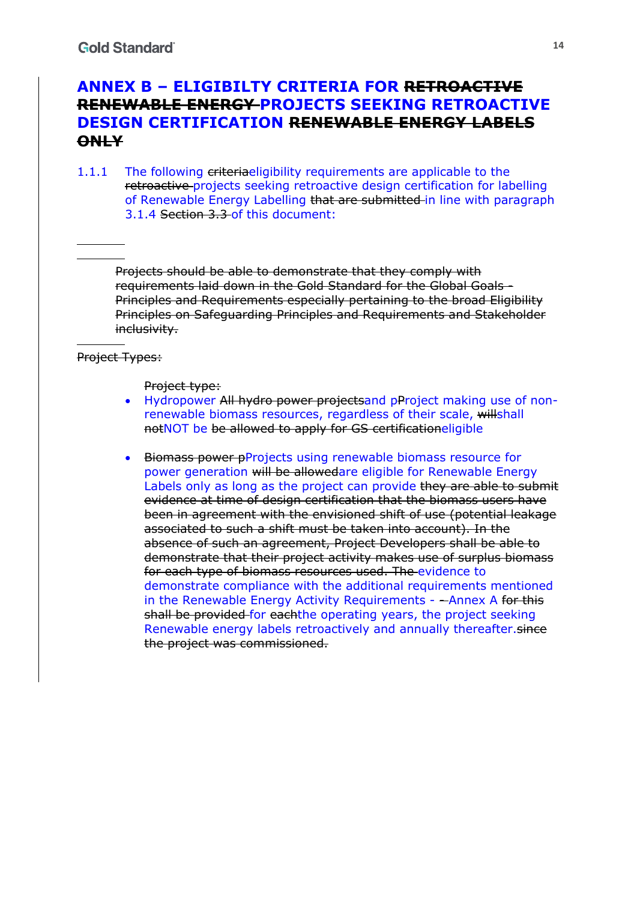# ANNEX B – ELIGIBILTY CRITERIA FOR ~~RETROACTIVE RENEWABLE ENERGY~~ PROJECTS SEEKING RETROACTIVE DESIGN CERTIFICATION ~~RENEWABLE ENERGY LABELS ONLY~~

1.1.1 The following ~~criteria~~eligibility requirements are applicable to the ~~retroactive~~ projects seeking retroactive design certification for labelling of Renewable Energy Labelling ~~that are submitted~~ in line with paragraph 3.1.4 ~~Section 3.3~~ of this document:

~~Projects should be able to demonstrate that they comply with requirements laid down in the Gold Standard for the Global Goals - Principles and Requirements especially pertaining to the broad Eligibility Principles on Safeguarding Principles and Requirements and Stakeholder inclusivity.~~

~~Project Types:~~

~~Project type:~~

- Hydropower ~~All hydro power projects~~and ~~p~~Project making use of non-renewable biomass resources, regardless of their scale, ~~will~~shall ~~not~~NOT be ~~be allowed to apply for GS certification~~eligible

- ~~Biomass power p~~Projects using renewable biomass resource for power generation ~~will be allowed~~are eligible for Renewable Energy Labels only as long as the project can provide ~~they are able to submit evidence at time of design certification that the biomass users have been in agreement with the envisioned shift of use (potential leakage associated to such a shift must be taken into account). In the absence of such an agreement, Project Developers shall be able to demonstrate that their project activity makes use of surplus biomass for each type of biomass resources used. The~~ evidence to demonstrate compliance with the additional requirements mentioned in the Renewable Energy Activity Requirements - ~~-~~Annex A ~~for this shall be provided~~ for ~~each~~the operating years, the project seeking Renewable energy labels retroactively and annually thereafter.~~since the project was commissioned.~~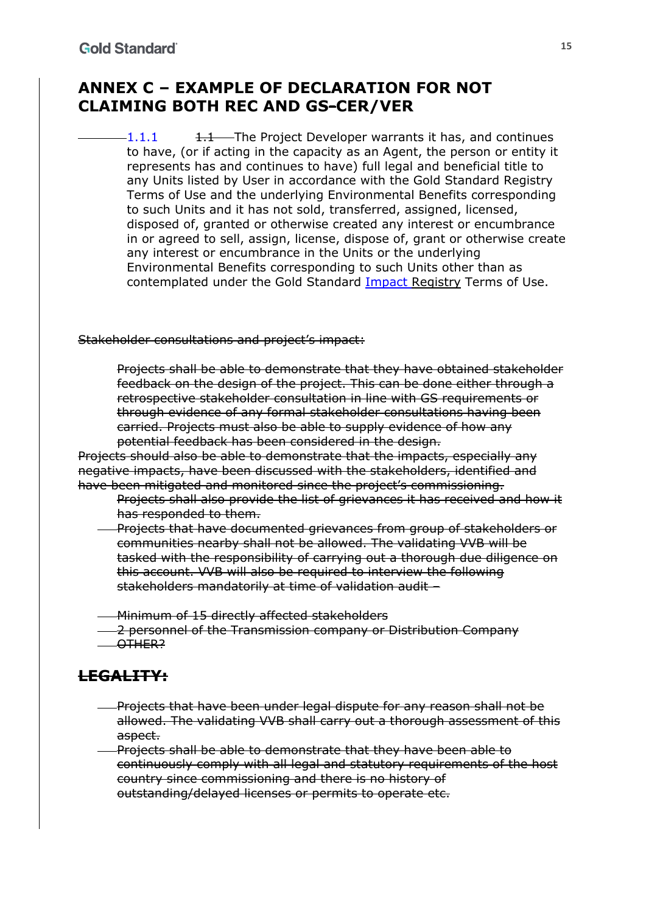## ANNEX C – EXAMPLE OF DECLARATION FOR NOT CLAIMING BOTH REC AND GS-CER/VER

1.1.1 ~~1.1~~ The Project Developer warrants it has, and continues to have, (or if acting in the capacity as an Agent, the person or entity it represents has and continues to have) full legal and beneficial title to any Units listed by User in accordance with the Gold Standard Registry Terms of Use and the underlying Environmental Benefits corresponding to such Units and it has not sold, transferred, assigned, licensed, disposed of, granted or otherwise created any interest or encumbrance in or agreed to sell, assign, license, dispose of, grant or otherwise create any interest or encumbrance in the Units or the underlying Environmental Benefits corresponding to such Units other than as contemplated under the Gold Standard <u>Impact</u> Registry Terms of Use.

~~Stakeholder consultations and project's impact:~~

~~Projects shall be able to demonstrate that they have obtained stakeholder feedback on the design of the project. This can be done either through a retrospective stakeholder consultation in line with GS requirements or through evidence of any formal stakeholder consultations having been carried. Projects must also be able to supply evidence of how any potential feedback has been considered in the design.~~

~~Projects should also be able to demonstrate that the impacts, especially any negative impacts, have been discussed with the stakeholders, identified and have been mitigated and monitored since the project's commissioning.~~

~~Projects shall also provide the list of grievances it has received and how it has responded to them.~~

~~Projects that have documented grievances from group of stakeholders or communities nearby shall not be allowed. The validating VVB will be tasked with the responsibility of carrying out a thorough due diligence on this account. VVB will also be required to interview the following stakeholders mandatorily at time of validation audit –~~

- ~~Minimum of 15 directly affected stakeholders~~
- ~~2 personnel of the Transmission company or Distribution Company~~
- ~~OTHER?~~

## ~~LEGALITY:~~

- ~~Projects that have been under legal dispute for any reason shall not be allowed. The validating VVB shall carry out a thorough assessment of this aspect.~~
- ~~Projects shall be able to demonstrate that they have been able to continuously comply with all legal and statutory requirements of the host country since commissioning and there is no history of outstanding/delayed licenses or permits to operate etc.~~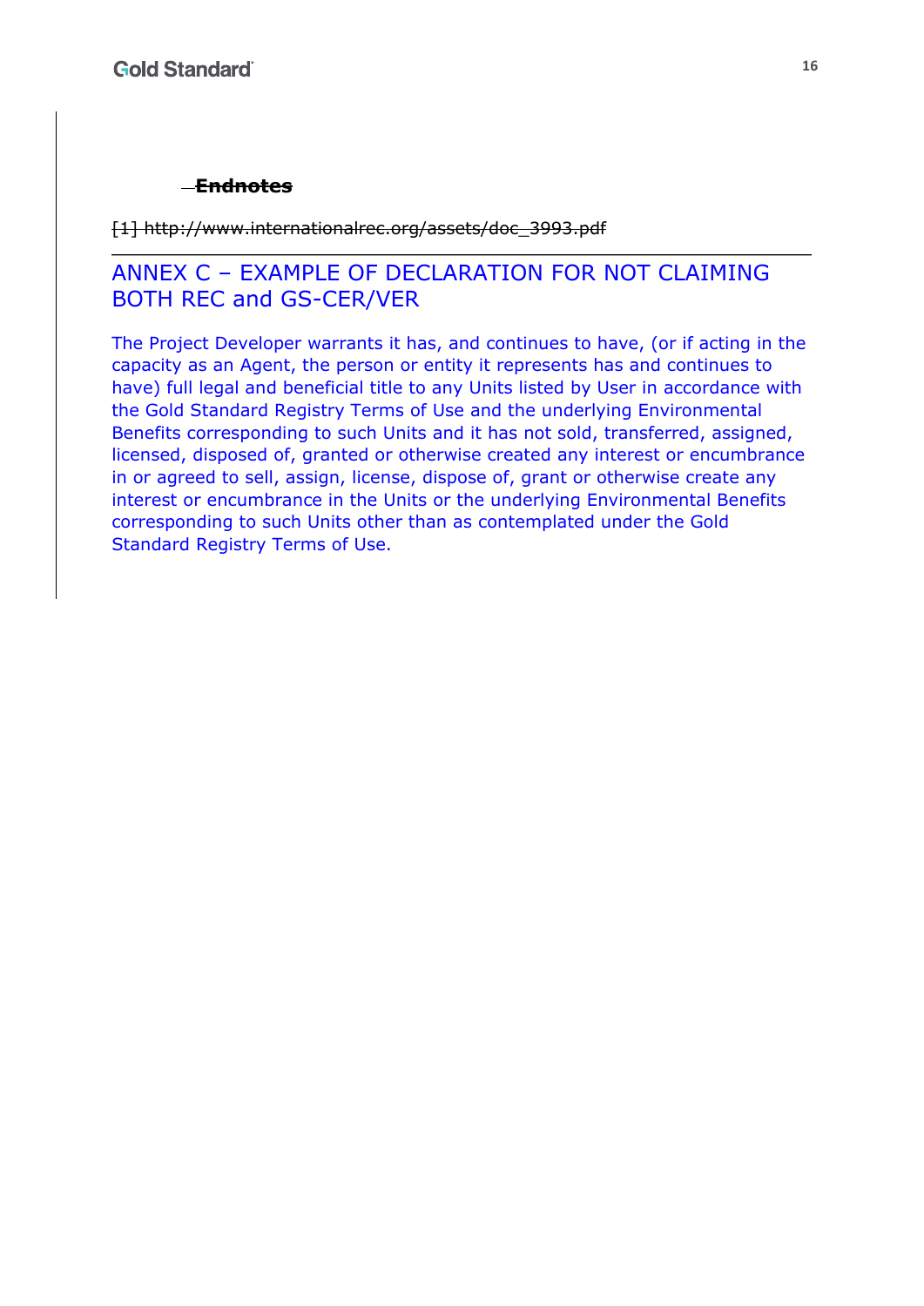~~**Endnotes**~~

~~[1] http://www.internationalrec.org/assets/doc_3993.pdf~~

---

## ANNEX C – EXAMPLE OF DECLARATION FOR NOT CLAIMING BOTH REC and GS-CER/VER

The Project Developer warrants it has, and continues to have, (or if acting in the capacity as an Agent, the person or entity it represents has and continues to have) full legal and beneficial title to any Units listed by User in accordance with the Gold Standard Registry Terms of Use and the underlying Environmental Benefits corresponding to such Units and it has not sold, transferred, assigned, licensed, disposed of, granted or otherwise created any interest or encumbrance in or agreed to sell, assign, license, dispose of, grant or otherwise create any interest or encumbrance in the Units or the underlying Environmental Benefits corresponding to such Units other than as contemplated under the Gold Standard Registry Terms of Use.